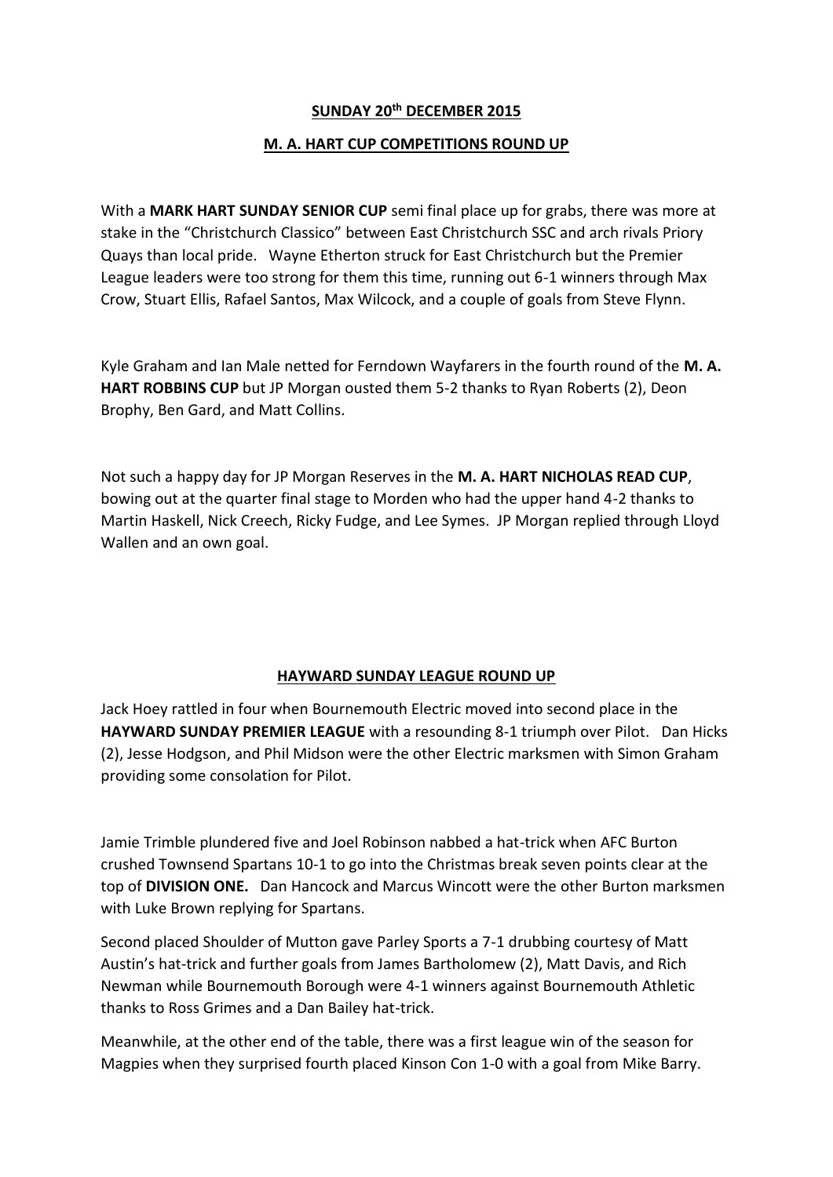**SUNDAY 20th DECEMBER 2015**

**M. A. HART CUP COMPETITIONS ROUND UP**

With a **MARK HART SUNDAY SENIOR CUP** semi final place up for grabs, there was more at stake in the "Christchurch Classico" between East Christchurch SSC and arch rivals Priory Quays than local pride. Wayne Etherton struck for East Christchurch but the Premier League leaders were too strong for them this time, running out 6-1 winners through Max Crow, Stuart Ellis, Rafael Santos, Max Wilcock, and a couple of goals from Steve Flynn.

Kyle Graham and Ian Male netted for Ferndown Wayfarers in the fourth round of the **M. A. HART ROBBINS CUP** but JP Morgan ousted them 5-2 thanks to Ryan Roberts (2), Deon Brophy, Ben Gard, and Matt Collins.

Not such a happy day for JP Morgan Reserves in the **M. A. HART NICHOLAS READ CUP**, bowing out at the quarter final stage to Morden who had the upper hand 4-2 thanks to Martin Haskell, Nick Creech, Ricky Fudge, and Lee Symes. JP Morgan replied through Lloyd Wallen and an own goal.

**HAYWARD SUNDAY LEAGUE ROUND UP**

Jack Hoey rattled in four when Bournemouth Electric moved into second place in the **HAYWARD SUNDAY PREMIER LEAGUE** with a resounding 8-1 triumph over Pilot. Dan Hicks (2), Jesse Hodgson, and Phil Midson were the other Electric marksmen with Simon Graham providing some consolation for Pilot.

Jamie Trimble plundered five and Joel Robinson nabbed a hat-trick when AFC Burton crushed Townsend Spartans 10-1 to go into the Christmas break seven points clear at the top of **DIVISION ONE.** Dan Hancock and Marcus Wincott were the other Burton marksmen with Luke Brown replying for Spartans.

Second placed Shoulder of Mutton gave Parley Sports a 7-1 drubbing courtesy of Matt Austin's hat-trick and further goals from James Bartholomew (2), Matt Davis, and Rich Newman while Bournemouth Borough were 4-1 winners against Bournemouth Athletic thanks to Ross Grimes and a Dan Bailey hat-trick.

Meanwhile, at the other end of the table, there was a first league win of the season for Magpies when they surprised fourth placed Kinson Con 1-0 with a goal from Mike Barry.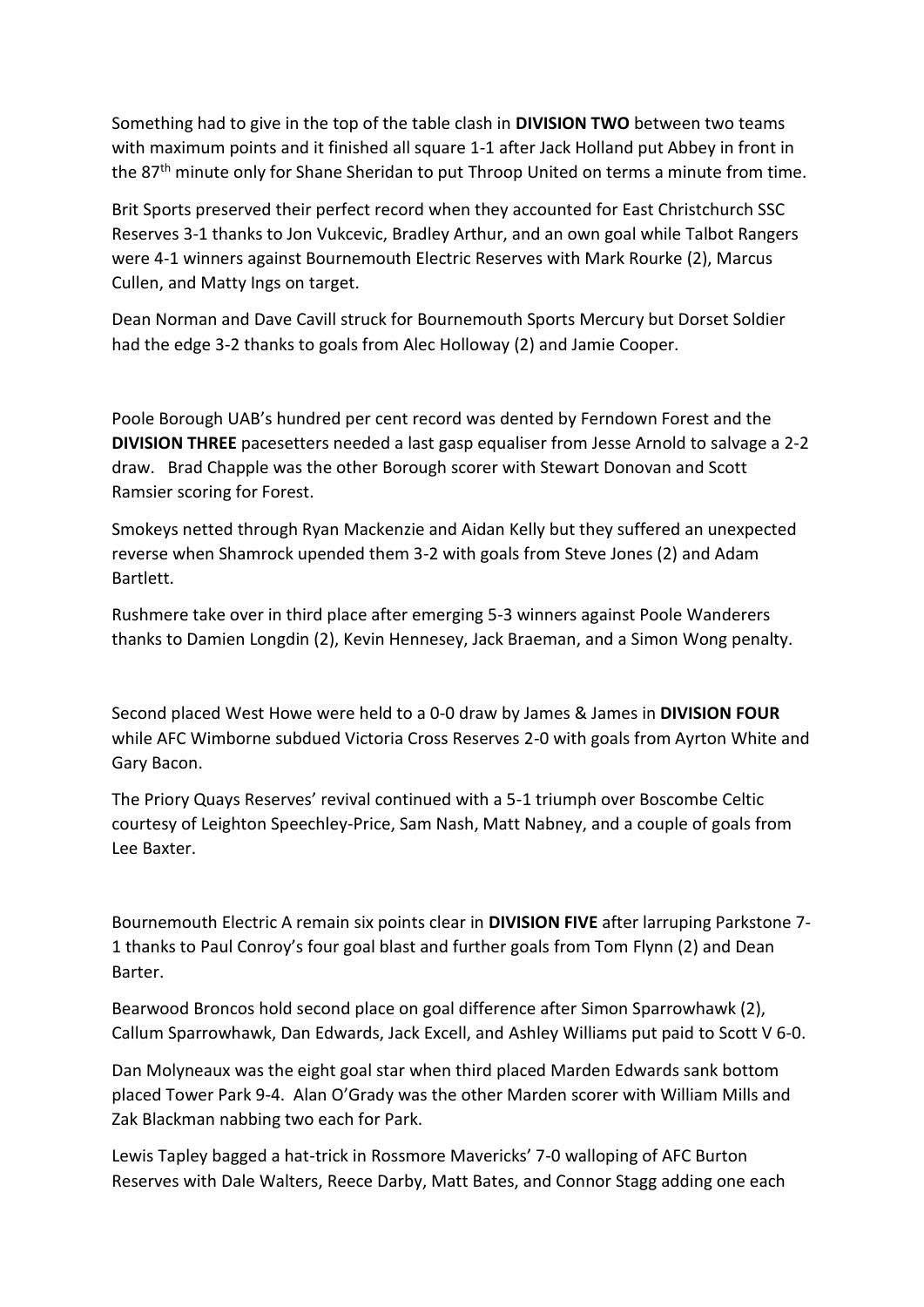Something had to give in the top of the table clash in **DIVISION TWO** between two teams with maximum points and it finished all square 1-1 after Jack Holland put Abbey in front in the 87th minute only for Shane Sheridan to put Throop United on terms a minute from time.

Brit Sports preserved their perfect record when they accounted for East Christchurch SSC Reserves 3-1 thanks to Jon Vukcevic, Bradley Arthur, and an own goal while Talbot Rangers were 4-1 winners against Bournemouth Electric Reserves with Mark Rourke (2), Marcus Cullen, and Matty Ings on target.

Dean Norman and Dave Cavill struck for Bournemouth Sports Mercury but Dorset Soldier had the edge 3-2 thanks to goals from Alec Holloway (2) and Jamie Cooper.

Poole Borough UAB's hundred per cent record was dented by Ferndown Forest and the **DIVISION THREE** pacesetters needed a last gasp equaliser from Jesse Arnold to salvage a 2-2 draw. Brad Chapple was the other Borough scorer with Stewart Donovan and Scott Ramsier scoring for Forest.

Smokeys netted through Ryan Mackenzie and Aidan Kelly but they suffered an unexpected reverse when Shamrock upended them 3-2 with goals from Steve Jones (2) and Adam Bartlett.

Rushmere take over in third place after emerging 5-3 winners against Poole Wanderers thanks to Damien Longdin (2), Kevin Hennesey, Jack Braeman, and a Simon Wong penalty.

Second placed West Howe were held to a 0-0 draw by James & James in **DIVISION FOUR** while AFC Wimborne subdued Victoria Cross Reserves 2-0 with goals from Ayrton White and Gary Bacon.

The Priory Quays Reserves' revival continued with a 5-1 triumph over Boscombe Celtic courtesy of Leighton Speechley-Price, Sam Nash, Matt Nabney, and a couple of goals from Lee Baxter.

Bournemouth Electric A remain six points clear in **DIVISION FIVE** after larruping Parkstone 7-1 thanks to Paul Conroy's four goal blast and further goals from Tom Flynn (2) and Dean Barter.

Bearwood Broncos hold second place on goal difference after Simon Sparrowhawk (2), Callum Sparrowhawk, Dan Edwards, Jack Excell, and Ashley Williams put paid to Scott V 6-0.

Dan Molyneaux was the eight goal star when third placed Marden Edwards sank bottom placed Tower Park 9-4. Alan O'Grady was the other Marden scorer with William Mills and Zak Blackman nabbing two each for Park.

Lewis Tapley bagged a hat-trick in Rossmore Mavericks' 7-0 walloping of AFC Burton Reserves with Dale Walters, Reece Darby, Matt Bates, and Connor Stagg adding one each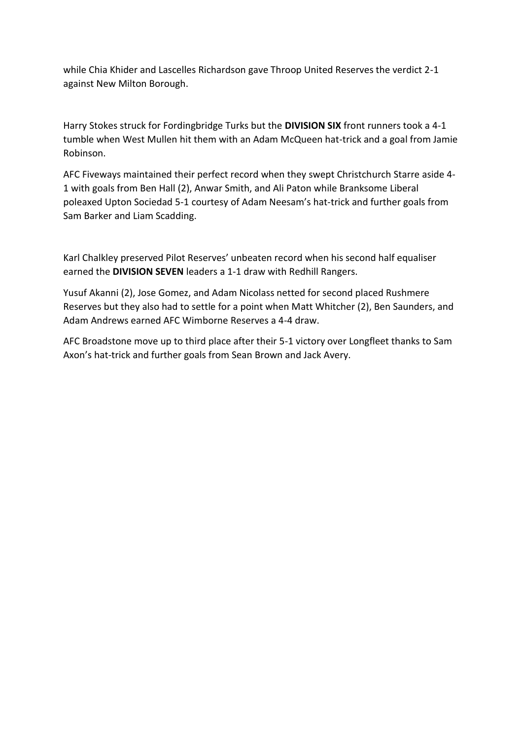while Chia Khider and Lascelles Richardson gave Throop United Reserves the verdict 2-1 against New Milton Borough.

Harry Stokes struck for Fordingbridge Turks but the **DIVISION SIX** front runners took a 4-1 tumble when West Mullen hit them with an Adam McQueen hat-trick and a goal from Jamie Robinson.

AFC Fiveways maintained their perfect record when they swept Christchurch Starre aside 4-1 with goals from Ben Hall (2), Anwar Smith, and Ali Paton while Branksome Liberal poleaxed Upton Sociedad 5-1 courtesy of Adam Neesam's hat-trick and further goals from Sam Barker and Liam Scadding.

Karl Chalkley preserved Pilot Reserves' unbeaten record when his second half equaliser earned the **DIVISION SEVEN** leaders a 1-1 draw with Redhill Rangers.

Yusuf Akanni (2), Jose Gomez, and Adam Nicolass netted for second placed Rushmere Reserves but they also had to settle for a point when Matt Whitcher (2), Ben Saunders, and Adam Andrews earned AFC Wimborne Reserves a 4-4 draw.

AFC Broadstone move up to third place after their 5-1 victory over Longfleet thanks to Sam Axon's hat-trick and further goals from Sean Brown and Jack Avery.